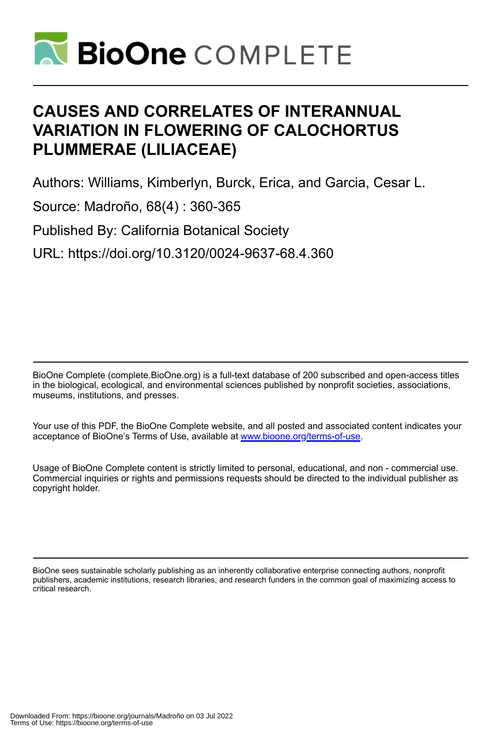# CAUSES AND CORRELATES OF INTERANNUAL VARIATION IN FLOWERING OF CALOCHORTUS PLUMMERAE (LILIACEAE)

Authors: Williams, Kimberlyn, Burck, Erica, and Garcia, Cesar L.

Source: Madroño, 68(4) : 360-365

Published By: California Botanical Society

URL: https://doi.org/10.3120/0024-9637-68.4.360

BioOne Complete (complete.BioOne.org) is a full-text database of 200 subscribed and open-access titles in the biological, ecological, and environmental sciences published by nonprofit societies, associations, museums, institutions, and presses.

Your use of this PDF, the BioOne Complete website, and all posted and associated content indicates your acceptance of BioOne's Terms of Use, available at www.bioone.org/terms-of-use.

Usage of BioOne Complete content is strictly limited to personal, educational, and non - commercial use. Commercial inquiries or rights and permissions requests should be directed to the individual publisher as copyright holder.

BioOne sees sustainable scholarly publishing as an inherently collaborative enterprise connecting authors, nonprofit publishers, academic institutions, research libraries, and research funders in the common goal of maximizing access to critical research.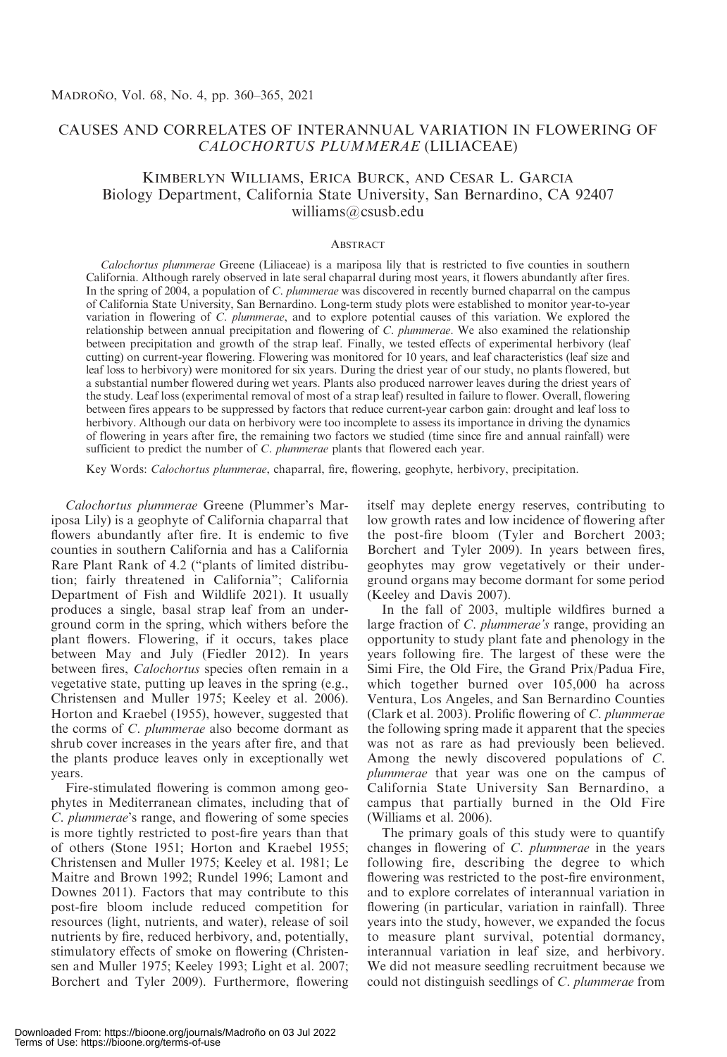# CAUSES AND CORRELATES OF INTERANNUAL VARIATION IN FLOWERING OF *CALOCHORTUS PLUMMERAE* (LILIACEAE)

Kimberlyn Williams, Erica Burck, and Cesar L. Garcia
Biology Department, California State University, San Bernardino, CA 92407
williams@csusb.edu

## Abstract

*Calochortus plummerae* Greene (Liliaceae) is a mariposa lily that is restricted to five counties in southern California. Although rarely observed in late seral chaparral during most years, it flowers abundantly after fires. In the spring of 2004, a population of *C. plummerae* was discovered in recently burned chaparral on the campus of California State University, San Bernardino. Long-term study plots were established to monitor year-to-year variation in flowering of *C. plummerae*, and to explore potential causes of this variation. We explored the relationship between annual precipitation and flowering of *C. plummerae*. We also examined the relationship between precipitation and growth of the strap leaf. Finally, we tested effects of experimental herbivory (leaf cutting) on current-year flowering. Flowering was monitored for 10 years, and leaf characteristics (leaf size and leaf loss to herbivory) were monitored for six years. During the driest year of our study, no plants flowered, but a substantial number flowered during wet years. Plants also produced narrower leaves during the driest years of the study. Leaf loss (experimental removal of most of a strap leaf) resulted in failure to flower. Overall, flowering between fires appears to be suppressed by factors that reduce current-year carbon gain: drought and leaf loss to herbivory. Although our data on herbivory were too incomplete to assess its importance in driving the dynamics of flowering in years after fire, the remaining two factors we studied (time since fire and annual rainfall) were sufficient to predict the number of *C. plummerae* plants that flowered each year.

Key Words: *Calochortus plummerae*, chaparral, fire, flowering, geophyte, herbivory, precipitation.

*Calochortus plummerae* Greene (Plummer's Mariposa Lily) is a geophyte of California chaparral that flowers abundantly after fire. It is endemic to five counties in southern California and has a California Rare Plant Rank of 4.2 ("plants of limited distribution; fairly threatened in California"; California Department of Fish and Wildlife 2021). It usually produces a single, basal strap leaf from an underground corm in the spring, which withers before the plant flowers. Flowering, if it occurs, takes place between May and July (Fiedler 2012). In years between fires, *Calochortus* species often remain in a vegetative state, putting up leaves in the spring (e.g., Christensen and Muller 1975; Keeley et al. 2006). Horton and Kraebel (1955), however, suggested that the corms of *C. plummerae* also become dormant as shrub cover increases in the years after fire, and that the plants produce leaves only in exceptionally wet years.

Fire-stimulated flowering is common among geophytes in Mediterranean climates, including that of *C. plummerae*'s range, and flowering of some species is more tightly restricted to post-fire years than that of others (Stone 1951; Horton and Kraebel 1955; Christensen and Muller 1975; Keeley et al. 1981; Le Maitre and Brown 1992; Rundel 1996; Lamont and Downes 2011). Factors that may contribute to this post-fire bloom include reduced competition for resources (light, nutrients, and water), release of soil nutrients by fire, reduced herbivory, and, potentially, stimulatory effects of smoke on flowering (Christensen and Muller 1975; Keeley 1993; Light et al. 2007; Borchert and Tyler 2009). Furthermore, flowering itself may deplete energy reserves, contributing to low growth rates and low incidence of flowering after the post-fire bloom (Tyler and Borchert 2003; Borchert and Tyler 2009). In years between fires, geophytes may grow vegetatively or their underground organs may become dormant for some period (Keeley and Davis 2007).

In the fall of 2003, multiple wildfires burned a large fraction of *C. plummerae's* range, providing an opportunity to study plant fate and phenology in the years following fire. The largest of these were the Simi Fire, the Old Fire, the Grand Prix/Padua Fire, which together burned over 105,000 ha across Ventura, Los Angeles, and San Bernardino Counties (Clark et al. 2003). Prolific flowering of *C. plummerae* the following spring made it apparent that the species was not as rare as had previously been believed. Among the newly discovered populations of *C. plummerae* that year was one on the campus of California State University San Bernardino, a campus that partially burned in the Old Fire (Williams et al. 2006).

The primary goals of this study were to quantify changes in flowering of *C. plummerae* in the years following fire, describing the degree to which flowering was restricted to the post-fire environment, and to explore correlates of interannual variation in flowering (in particular, variation in rainfall). Three years into the study, however, we expanded the focus to measure plant survival, potential dormancy, interannual variation in leaf size, and herbivory. We did not measure seedling recruitment because we could not distinguish seedlings of *C. plummerae* from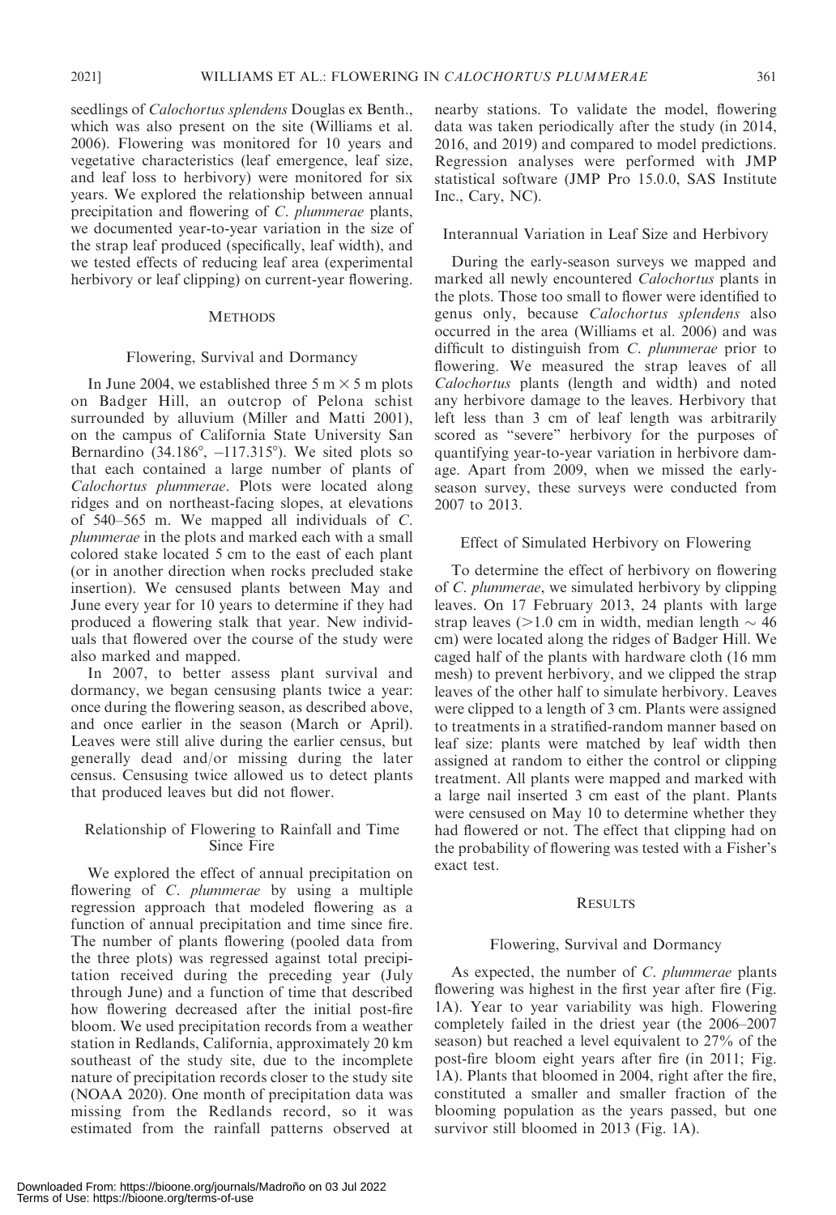seedlings of *Calochortus splendens* Douglas ex Benth., which was also present on the site (Williams et al. 2006). Flowering was monitored for 10 years and vegetative characteristics (leaf emergence, leaf size, and leaf loss to herbivory) were monitored for six years. We explored the relationship between annual precipitation and flowering of *C. plummerae* plants, we documented year-to-year variation in the size of the strap leaf produced (specifically, leaf width), and we tested effects of reducing leaf area (experimental herbivory or leaf clipping) on current-year flowering.

## METHODS

### Flowering, Survival and Dormancy

In June 2004, we established three 5 m × 5 m plots on Badger Hill, an outcrop of Pelona schist surrounded by alluvium (Miller and Matti 2001), on the campus of California State University San Bernardino (34.186°, –117.315°). We sited plots so that each contained a large number of plants of *Calochortus plummerae*. Plots were located along ridges and on northeast-facing slopes, at elevations of 540–565 m. We mapped all individuals of *C. plummerae* in the plots and marked each with a small colored stake located 5 cm to the east of each plant (or in another direction when rocks precluded stake insertion). We censused plants between May and June every year for 10 years to determine if they had produced a flowering stalk that year. New individuals that flowered over the course of the study were also marked and mapped.

In 2007, to better assess plant survival and dormancy, we began censusing plants twice a year: once during the flowering season, as described above, and once earlier in the season (March or April). Leaves were still alive during the earlier census, but generally dead and/or missing during the later census. Censusing twice allowed us to detect plants that produced leaves but did not flower.

### Relationship of Flowering to Rainfall and Time Since Fire

We explored the effect of annual precipitation on flowering of *C. plummerae* by using a multiple regression approach that modeled flowering as a function of annual precipitation and time since fire. The number of plants flowering (pooled data from the three plots) was regressed against total precipitation received during the preceding year (July through June) and a function of time that described how flowering decreased after the initial post-fire bloom. We used precipitation records from a weather station in Redlands, California, approximately 20 km southeast of the study site, due to the incomplete nature of precipitation records closer to the study site (NOAA 2020). One month of precipitation data was missing from the Redlands record, so it was estimated from the rainfall patterns observed at nearby stations. To validate the model, flowering data was taken periodically after the study (in 2014, 2016, and 2019) and compared to model predictions. Regression analyses were performed with JMP statistical software (JMP Pro 15.0.0, SAS Institute Inc., Cary, NC).

### Interannual Variation in Leaf Size and Herbivory

During the early-season surveys we mapped and marked all newly encountered *Calochortus* plants in the plots. Those too small to flower were identified to genus only, because *Calochortus splendens* also occurred in the area (Williams et al. 2006) and was difficult to distinguish from *C. plummerae* prior to flowering. We measured the strap leaves of all *Calochortus* plants (length and width) and noted any herbivore damage to the leaves. Herbivory that left less than 3 cm of leaf length was arbitrarily scored as "severe" herbivory for the purposes of quantifying year-to-year variation in herbivore damage. Apart from 2009, when we missed the early-season survey, these surveys were conducted from 2007 to 2013.

### Effect of Simulated Herbivory on Flowering

To determine the effect of herbivory on flowering of *C. plummerae*, we simulated herbivory by clipping leaves. On 17 February 2013, 24 plants with large strap leaves (>1.0 cm in width, median length ~ 46 cm) were located along the ridges of Badger Hill. We caged half of the plants with hardware cloth (16 mm mesh) to prevent herbivory, and we clipped the strap leaves of the other half to simulate herbivory. Leaves were clipped to a length of 3 cm. Plants were assigned to treatments in a stratified-random manner based on leaf size: plants were matched by leaf width then assigned at random to either the control or clipping treatment. All plants were mapped and marked with a large nail inserted 3 cm east of the plant. Plants were censused on May 10 to determine whether they had flowered or not. The effect that clipping had on the probability of flowering was tested with a Fisher's exact test.

## RESULTS

### Flowering, Survival and Dormancy

As expected, the number of *C. plummerae* plants flowering was highest in the first year after fire (Fig. 1A). Year to year variability was high. Flowering completely failed in the driest year (the 2006–2007 season) but reached a level equivalent to 27% of the post-fire bloom eight years after fire (in 2011; Fig. 1A). Plants that bloomed in 2004, right after the fire, constituted a smaller and smaller fraction of the blooming population as the years passed, but one survivor still bloomed in 2013 (Fig. 1A).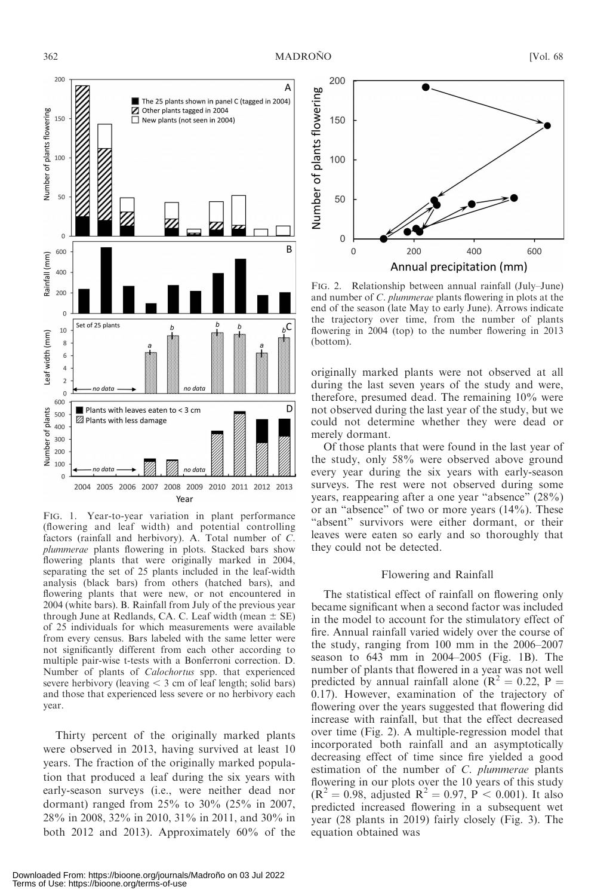FIG. 1. Year-to-year variation in plant performance (flowering and leaf width) and potential controlling factors (rainfall and herbivory). A. Total number of *C. plummerae* plants flowering in plots. Stacked bars show flowering plants that were originally marked in 2004, separating the set of 25 plants included in the leaf-width analysis (black bars) from others (hatched bars), and flowering plants that were new, or not encountered in 2004 (white bars). B. Rainfall from July of the previous year through June at Redlands, CA. C. Leaf width (mean ± SE) of 25 individuals for which measurements were available from every census. Bars labeled with the same letter were not significantly different from each other according to multiple pair-wise t-tests with a Bonferroni correction. D. Number of plants of *Calochortus* spp. that experienced severe herbivory (leaving < 3 cm of leaf length; solid bars) and those that experienced less severe or no herbivory each year.

Thirty percent of the originally marked plants were observed in 2013, having survived at least 10 years. The fraction of the originally marked population that produced a leaf during the six years with early-season surveys (i.e., were neither dead nor dormant) ranged from 25% to 30% (25% in 2007, 28% in 2008, 32% in 2010, 31% in 2011, and 30% in both 2012 and 2013). Approximately 60% of the originally marked plants were not observed at all during the last seven years of the study and were, therefore, presumed dead. The remaining 10% were not observed during the last year of the study, but we could not determine whether they were dead or merely dormant.

Of those plants that were found in the last year of the study, only 58% were observed above ground every year during the six years with early-season surveys. The rest were not observed during some years, reappearing after a one year "absence" (28%) or an "absence" of two or more years (14%). These "absent" survivors were either dormant, or their leaves were eaten so early and so thoroughly that they could not be detected.

FIG. 2. Relationship between annual rainfall (July–June) and number of *C. plummerae* plants flowering in plots at the end of the season (late May to early June). Arrows indicate the trajectory over time, from the number of plants flowering in 2004 (top) to the number flowering in 2013 (bottom).

### Flowering and Rainfall

The statistical effect of rainfall on flowering only became significant when a second factor was included in the model to account for the stimulatory effect of fire. Annual rainfall varied widely over the course of the study, ranging from 100 mm in the 2006–2007 season to 643 mm in 2004–2005 (Fig. 1B). The number of plants that flowered in a year was not well predicted by annual rainfall alone ($R^2 = 0.22$, $P = 0.17$). However, examination of the trajectory of flowering over the years suggested that flowering did increase with rainfall, but that the effect decreased over time (Fig. 2). A multiple-regression model that incorporated both rainfall and an asymptotically decreasing effect of time since fire yielded a good estimation of the number of *C. plummerae* plants flowering in our plots over the 10 years of this study ($R^2 = 0.98$, adjusted $R^2 = 0.97$, $P < 0.001$). It also predicted increased flowering in a subsequent wet year (28 plants in 2019) fairly closely (Fig. 3). The equation obtained was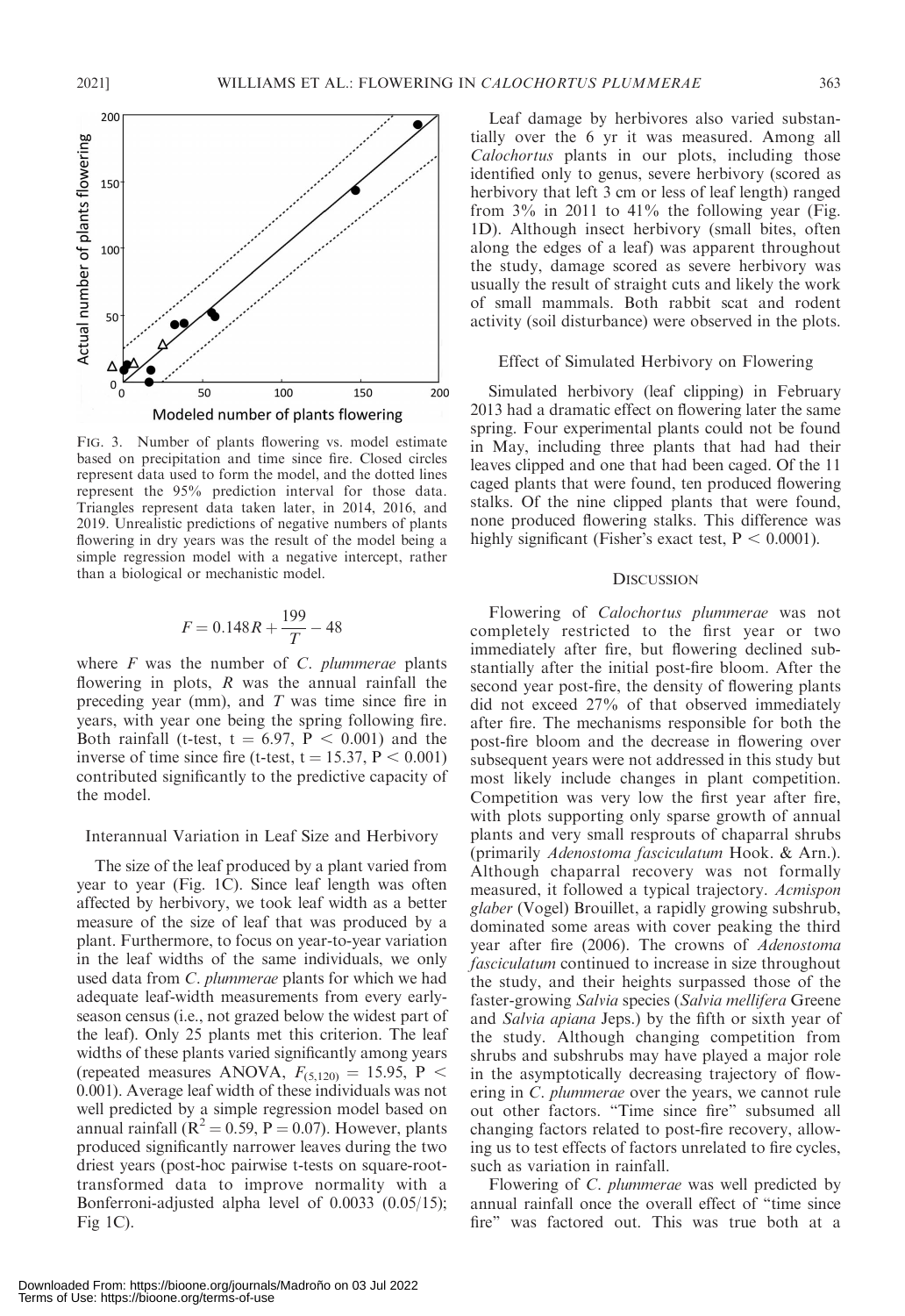FIG. 3. Number of plants flowering vs. model estimate based on precipitation and time since fire. Closed circles represent data used to form the model, and the dotted lines represent the 95% prediction interval for those data. Triangles represent data taken later, in 2014, 2016, and 2019. Unrealistic predictions of negative numbers of plants flowering in dry years was the result of the model being a simple regression model with a negative intercept, rather than a biological or mechanistic model.

$$F = 0.148R + \frac{199}{T} - 48$$

where $F$ was the number of *C. plummerae* plants flowering in plots, $R$ was the annual rainfall the preceding year (mm), and $T$ was time since fire in years, with year one being the spring following fire. Both rainfall (t-test, $t = 6.97$, $P < 0.001$) and the inverse of time since fire (t-test, $t = 15.37$, $P < 0.001$) contributed significantly to the predictive capacity of the model.

### Interannual Variation in Leaf Size and Herbivory

The size of the leaf produced by a plant varied from year to year (Fig. 1C). Since leaf length was often affected by herbivory, we took leaf width as a better measure of the size of leaf that was produced by a plant. Furthermore, to focus on year-to-year variation in the leaf widths of the same individuals, we only used data from *C. plummerae* plants for which we had adequate leaf-width measurements from every early-season census (i.e., not grazed below the widest part of the leaf). Only 25 plants met this criterion. The leaf widths of these plants varied significantly among years (repeated measures ANOVA, $F_{(5,120)} = 15.95$, $P < 0.001$). Average leaf width of these individuals was not well predicted by a simple regression model based on annual rainfall ($R^2 = 0.59$, $P = 0.07$). However, plants produced significantly narrower leaves during the two driest years (post-hoc pairwise t-tests on square-root-transformed data to improve normality with a Bonferroni-adjusted alpha level of 0.0033 (0.05/15); Fig 1C).

Leaf damage by herbivores also varied substantially over the 6 yr it was measured. Among all *Calochortus* plants in our plots, including those identified only to genus, severe herbivory (scored as herbivory that left 3 cm or less of leaf length) ranged from 3% in 2011 to 41% the following year (Fig. 1D). Although insect herbivory (small bites, often along the edges of a leaf) was apparent throughout the study, damage scored as severe herbivory was usually the result of straight cuts and likely the work of small mammals. Both rabbit scat and rodent activity (soil disturbance) were observed in the plots.

### Effect of Simulated Herbivory on Flowering

Simulated herbivory (leaf clipping) in February 2013 had a dramatic effect on flowering later the same spring. Four experimental plants could not be found in May, including three plants that had had their leaves clipped and one that had been caged. Of the 11 caged plants that were found, ten produced flowering stalks. Of the nine clipped plants that were found, none produced flowering stalks. This difference was highly significant (Fisher's exact test, $P < 0.0001$).

## DISCUSSION

Flowering of *Calochortus plummerae* was not completely restricted to the first year or two immediately after fire, but flowering declined substantially after the initial post-fire bloom. After the second year post-fire, the density of flowering plants did not exceed 27% of that observed immediately after fire. The mechanisms responsible for both the post-fire bloom and the decrease in flowering over subsequent years were not addressed in this study but most likely include changes in plant competition. Competition was very low the first year after fire, with plots supporting only sparse growth of annual plants and very small resprouts of chaparral shrubs (primarily *Adenostoma fasciculatum* Hook. & Arn.). Although chaparral recovery was not formally measured, it followed a typical trajectory. *Acmispon glaber* (Vogel) Brouillet, a rapidly growing subshrub, dominated some areas with cover peaking the third year after fire (2006). The crowns of *Adenostoma fasciculatum* continued to increase in size throughout the study, and their heights surpassed those of the faster-growing *Salvia* species (*Salvia mellifera* Greene and *Salvia apiana* Jeps.) by the fifth or sixth year of the study. Although changing competition from shrubs and subshrubs may have played a major role in the asymptotically decreasing trajectory of flowering in *C. plummerae* over the years, we cannot rule out other factors. "Time since fire" subsumed all changing factors related to post-fire recovery, allowing us to test effects of factors unrelated to fire cycles, such as variation in rainfall.

Flowering of *C. plummerae* was well predicted by annual rainfall once the overall effect of "time since fire" was factored out. This was true both at a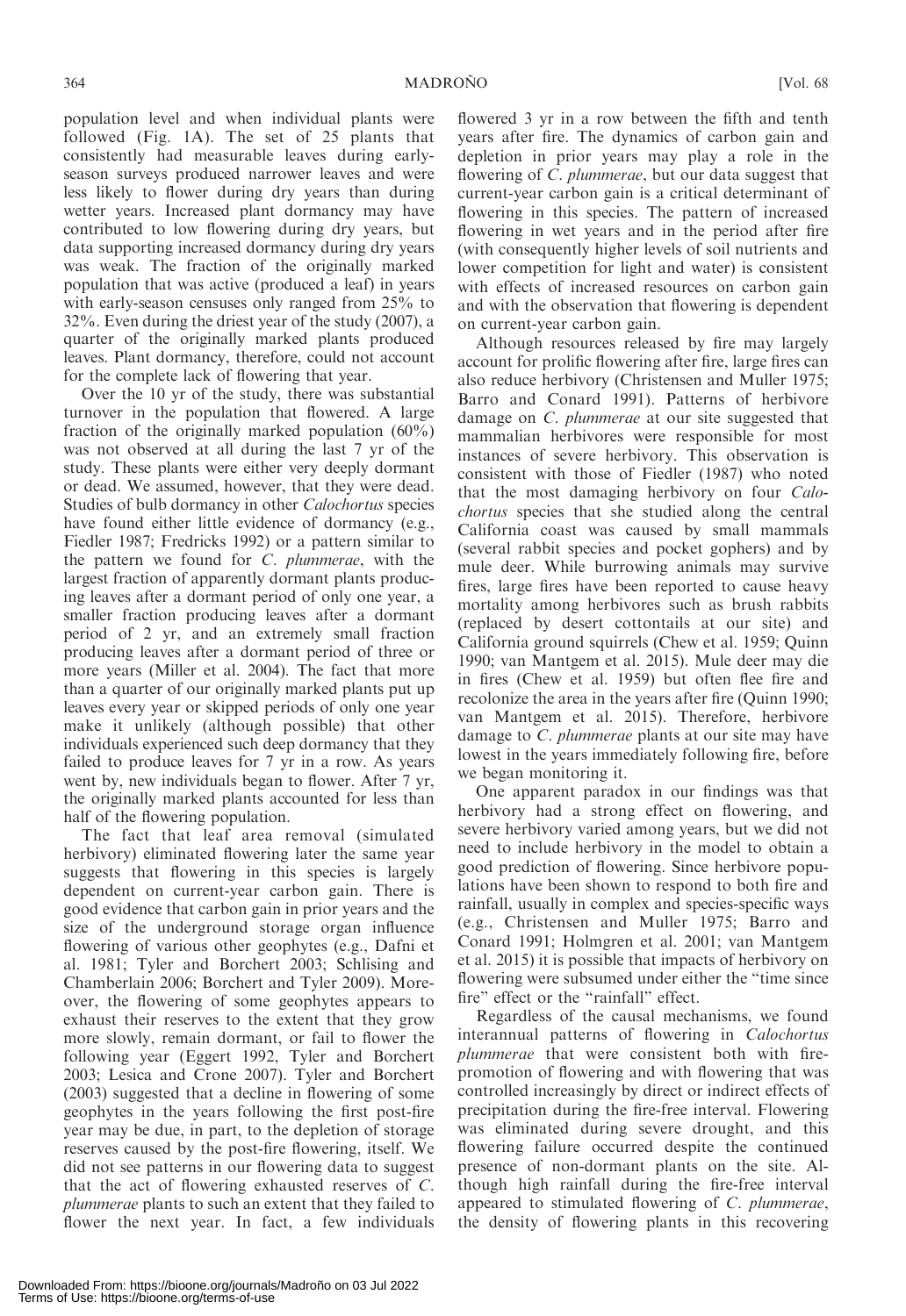population level and when individual plants were followed (Fig. 1A). The set of 25 plants that consistently had measurable leaves during early-season surveys produced narrower leaves and were less likely to flower during dry years than during wetter years. Increased plant dormancy may have contributed to low flowering during dry years, but data supporting increased dormancy during dry years was weak. The fraction of the originally marked population that was active (produced a leaf) in years with early-season censuses only ranged from 25% to 32%. Even during the driest year of the study (2007), a quarter of the originally marked plants produced leaves. Plant dormancy, therefore, could not account for the complete lack of flowering that year.

Over the 10 yr of the study, there was substantial turnover in the population that flowered. A large fraction of the originally marked population (60%) was not observed at all during the last 7 yr of the study. These plants were either very deeply dormant or dead. We assumed, however, that they were dead. Studies of bulb dormancy in other *Calochortus* species have found either little evidence of dormancy (e.g., Fiedler 1987; Fredricks 1992) or a pattern similar to the pattern we found for *C. plummerae*, with the largest fraction of apparently dormant plants producing leaves after a dormant period of only one year, a smaller fraction producing leaves after a dormant period of 2 yr, and an extremely small fraction producing leaves after a dormant period of three or more years (Miller et al. 2004). The fact that more than a quarter of our originally marked plants put up leaves every year or skipped periods of only one year make it unlikely (although possible) that other individuals experienced such deep dormancy that they failed to produce leaves for 7 yr in a row. As years went by, new individuals began to flower. After 7 yr, the originally marked plants accounted for less than half of the flowering population.

The fact that leaf area removal (simulated herbivory) eliminated flowering later the same year suggests that flowering in this species is largely dependent on current-year carbon gain. There is good evidence that carbon gain in prior years and the size of the underground storage organ influence flowering of various other geophytes (e.g., Dafni et al. 1981; Tyler and Borchert 2003; Schlising and Chamberlain 2006; Borchert and Tyler 2009). Moreover, the flowering of some geophytes appears to exhaust their reserves to the extent that they grow more slowly, remain dormant, or fail to flower the following year (Eggert 1992, Tyler and Borchert 2003; Lesica and Crone 2007). Tyler and Borchert (2003) suggested that a decline in flowering of some geophytes in the years following the first post-fire year may be due, in part, to the depletion of storage reserves caused by the post-fire flowering, itself. We did not see patterns in our flowering data to suggest that the act of flowering exhausted reserves of *C. plummerae* plants to such an extent that they failed to flower the next year. In fact, a few individuals flowered 3 yr in a row between the fifth and tenth years after fire. The dynamics of carbon gain and depletion in prior years may play a role in the flowering of *C. plummerae*, but our data suggest that current-year carbon gain is a critical determinant of flowering in this species. The pattern of increased flowering in wet years and in the period after fire (with consequently higher levels of soil nutrients and lower competition for light and water) is consistent with effects of increased resources on carbon gain and with the observation that flowering is dependent on current-year carbon gain.

Although resources released by fire may largely account for prolific flowering after fire, large fires can also reduce herbivory (Christensen and Muller 1975; Barro and Conard 1991). Patterns of herbivore damage on *C. plummerae* at our site suggested that mammalian herbivores were responsible for most instances of severe herbivory. This observation is consistent with those of Fiedler (1987) who noted that the most damaging herbivory on four *Calochortus* species that she studied along the central California coast was caused by small mammals (several rabbit species and pocket gophers) and by mule deer. While burrowing animals may survive fires, large fires have been reported to cause heavy mortality among herbivores such as brush rabbits (replaced by desert cottontails at our site) and California ground squirrels (Chew et al. 1959; Quinn 1990; van Mantgem et al. 2015). Mule deer may die in fires (Chew et al. 1959) but often flee fire and recolonize the area in the years after fire (Quinn 1990; van Mantgem et al. 2015). Therefore, herbivore damage to *C. plummerae* plants at our site may have lowest in the years immediately following fire, before we began monitoring it.

One apparent paradox in our findings was that herbivory had a strong effect on flowering, and severe herbivory varied among years, but we did not need to include herbivory in the model to obtain a good prediction of flowering. Since herbivore populations have been shown to respond to both fire and rainfall, usually in complex and species-specific ways (e.g., Christensen and Muller 1975; Barro and Conard 1991; Holmgren et al. 2001; van Mantgem et al. 2015) it is possible that impacts of herbivory on flowering were subsumed under either the "time since fire" effect or the "rainfall" effect.

Regardless of the causal mechanisms, we found interannual patterns of flowering in *Calochortus plummerae* that were consistent both with fire-promotion of flowering and with flowering that was controlled increasingly by direct or indirect effects of precipitation during the fire-free interval. Flowering was eliminated during severe drought, and this flowering failure occurred despite the continued presence of non-dormant plants on the site. Although high rainfall during the fire-free interval appeared to stimulated flowering of *C. plummerae*, the density of flowering plants in this recovering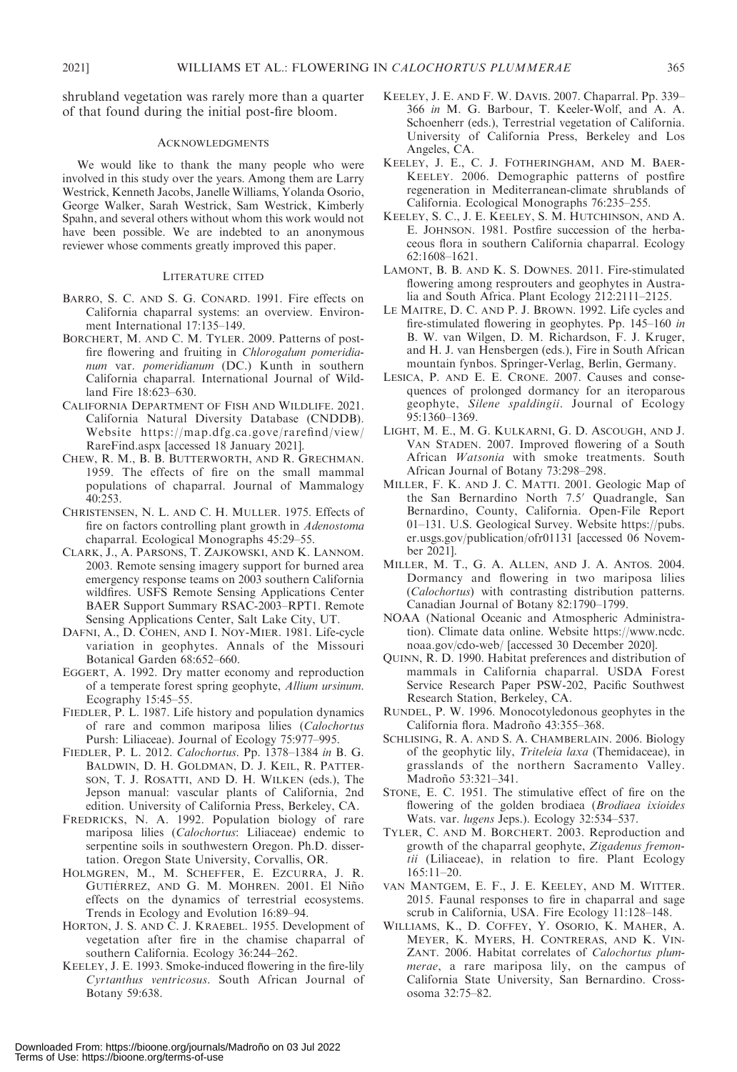shrubland vegetation was rarely more than a quarter of that found during the initial post-fire bloom.

## Acknowledgments

We would like to thank the many people who were involved in this study over the years. Among them are Larry Westrick, Kenneth Jacobs, Janelle Williams, Yolanda Osorio, George Walker, Sarah Westrick, Sam Westrick, Kimberly Spahn, and several others without whom this work would not have been possible. We are indebted to an anonymous reviewer whose comments greatly improved this paper.

## Literature Cited

Barro, S. C. and S. G. Conard. 1991. Fire effects on California chaparral systems: an overview. Environment International 17:135–149.

Borchert, M. and C. M. Tyler. 2009. Patterns of post-fire flowering and fruiting in *Chlorogalum pomeridianum* var. *pomeridianum* (DC.) Kunth in southern California chaparral. International Journal of Wildland Fire 18:623–630.

California Department of Fish and Wildlife. 2021. California Natural Diversity Database (CNDDB). Website https://map.dfg.ca.gove/rarefind/view/RareFind.aspx [accessed 18 January 2021].

Chew, R. M., B. B. Butterworth, and R. Grechman. 1959. The effects of fire on the small mammal populations of chaparral. Journal of Mammalogy 40:253.

Christensen, N. L. and C. H. Muller. 1975. Effects of fire on factors controlling plant growth in *Adenostoma* chaparral. Ecological Monographs 45:29–55.

Clark, J., A. Parsons, T. Zajkowski, and K. Lannom. 2003. Remote sensing imagery support for burned area emergency response teams on 2003 southern California wildfires. USFS Remote Sensing Applications Center BAER Support Summary RSAC-2003–RPT1. Remote Sensing Applications Center, Salt Lake City, UT.

Dafni, A., D. Cohen, and I. Noy-Mier. 1981. Life-cycle variation in geophytes. Annals of the Missouri Botanical Garden 68:652–660.

Eggert, A. 1992. Dry matter economy and reproduction of a temperate forest spring geophyte, *Allium ursinum*. Ecography 15:45–55.

Fiedler, P. L. 1987. Life history and population dynamics of rare and common mariposa lilies (*Calochortus* Pursh: Liliaceae). Journal of Ecology 75:977–995.

Fiedler, P. L. 2012. *Calochortus*. Pp. 1378–1384 *in* B. G. Baldwin, D. H. Goldman, D. J. Keil, R. Patterson, T. J. Rosatti, and D. H. Wilken (eds.), The Jepson manual: vascular plants of California, 2nd edition. University of California Press, Berkeley, CA.

Fredricks, N. A. 1992. Population biology of rare mariposa lilies (*Calochortus*: Liliaceae) endemic to serpentine soils in southwestern Oregon. Ph.D. dissertation. Oregon State University, Corvallis, OR.

Holmgren, M., M. Scheffer, E. Ezcurra, J. R. Gutiérrez, and G. M. Mohren. 2001. El Niño effects on the dynamics of terrestrial ecosystems. Trends in Ecology and Evolution 16:89–94.

Horton, J. S. and C. J. Kraebel. 1955. Development of vegetation after fire in the chamise chaparral of southern California. Ecology 36:244–262.

Keeley, J. E. 1993. Smoke-induced flowering in the fire-lily *Cyrtanthus ventricosus*. South African Journal of Botany 59:638.

Keeley, J. E. and F. W. Davis. 2007. Chaparral. Pp. 339–366 *in* M. G. Barbour, T. Keeler-Wolf, and A. A. Schoenherr (eds.), Terrestrial vegetation of California. University of California Press, Berkeley and Los Angeles, CA.

Keeley, J. E., C. J. Fotheringham, and M. Baer-Keeley. 2006. Demographic patterns of postfire regeneration in Mediterranean-climate shrublands of California. Ecological Monographs 76:235–255.

Keeley, S. C., J. E. Keeley, S. M. Hutchinson, and A. E. Johnson. 1981. Postfire succession of the herbaceous flora in southern California chaparral. Ecology 62:1608–1621.

Lamont, B. B. and K. S. Downes. 2011. Fire-stimulated flowering among resprouters and geophytes in Australia and South Africa. Plant Ecology 212:2111–2125.

Le Maitre, D. C. and P. J. Brown. 1992. Life cycles and fire-stimulated flowering in geophytes. Pp. 145–160 *in* B. W. van Wilgen, D. M. Richardson, F. J. Kruger, and H. J. van Hensbergen (eds.), Fire in South African mountain fynbos. Springer-Verlag, Berlin, Germany.

Lesica, P. and E. E. Crone. 2007. Causes and consequences of prolonged dormancy for an iteroparous geophyte, *Silene spaldingii*. Journal of Ecology 95:1360–1369.

Light, M. E., M. G. Kulkarni, G. D. Ascough, and J. Van Staden. 2007. Improved flowering of a South African *Watsonia* with smoke treatments. South African Journal of Botany 73:298–298.

Miller, F. K. and J. C. Matti. 2001. Geologic Map of the San Bernardino North 7.5′ Quadrangle, San Bernardino, County, California. Open-File Report 01–131. U.S. Geological Survey. Website https://pubs.er.usgs.gov/publication/ofr01131 [accessed 06 November 2021].

Miller, M. T., G. A. Allen, and J. A. Antos. 2004. Dormancy and flowering in two mariposa lilies (*Calochortus*) with contrasting distribution patterns. Canadian Journal of Botany 82:1790–1799.

NOAA (National Oceanic and Atmospheric Administration). Climate data online. Website https://www.ncdc.noaa.gov/cdo-web/ [accessed 30 December 2020].

Quinn, R. D. 1990. Habitat preferences and distribution of mammals in California chaparral. USDA Forest Service Research Paper PSW-202, Pacific Southwest Research Station, Berkeley, CA.

Rundel, P. W. 1996. Monocotyledonous geophytes in the California flora. Madroño 43:355–368.

Schlising, R. A. and S. A. Chamberlain. 2006. Biology of the geophytic lily, *Triteleia laxa* (Themidaceae), in grasslands of the northern Sacramento Valley. Madroño 53:321–341.

Stone, E. C. 1951. The stimulative effect of fire on the flowering of the golden brodiaea (*Brodiaea ixioides* Wats. var. *lugens* Jeps.). Ecology 32:534–537.

Tyler, C. and M. Borchert. 2003. Reproduction and growth of the chaparral geophyte, *Zigadenus fremontii* (Liliaceae), in relation to fire. Plant Ecology 165:11–20.

van Mantgem, E. F., J. E. Keeley, and M. Witter. 2015. Faunal responses to fire in chaparral and sage scrub in California, USA. Fire Ecology 11:128–148.

Williams, K., D. Coffey, Y. Osorio, K. Maher, A. Meyer, K. Myers, H. Contreras, and K. Vinzant. 2006. Habitat correlates of *Calochortus plummerae*, a rare mariposa lily, on the campus of California State University, San Bernardino. Crossosoma 32:75–82.